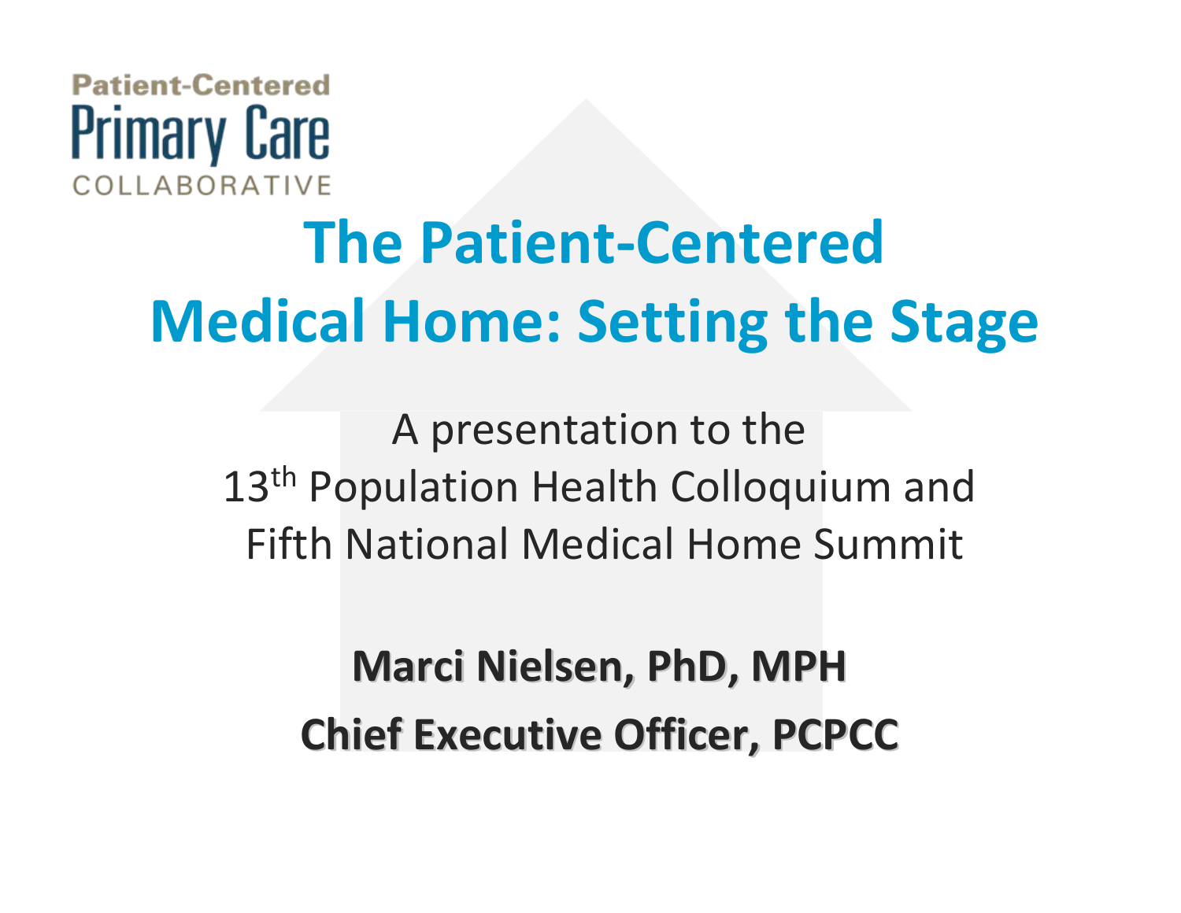Patient-Centered
Primary Care
COLLABORATIVE

# The Patient-Centered Medical Home: Setting the Stage

A presentation to the
13th Population Health Colloquium and
Fifth National Medical Home Summit

**Marci Nielsen, PhD, MPH**

**Chief Executive Officer, PCPCC**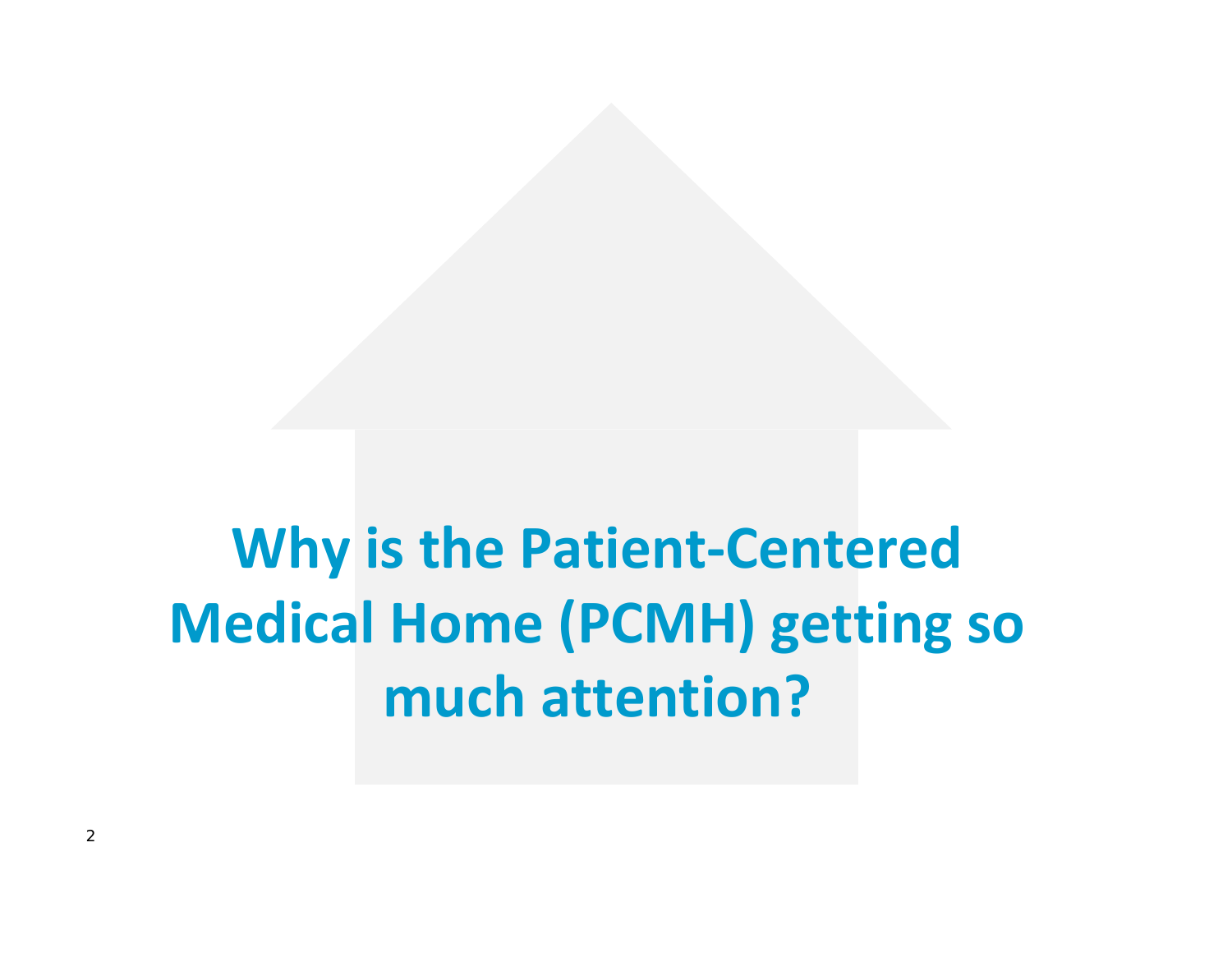# Why is the Patient-Centered Medical Home (PCMH) getting so much attention?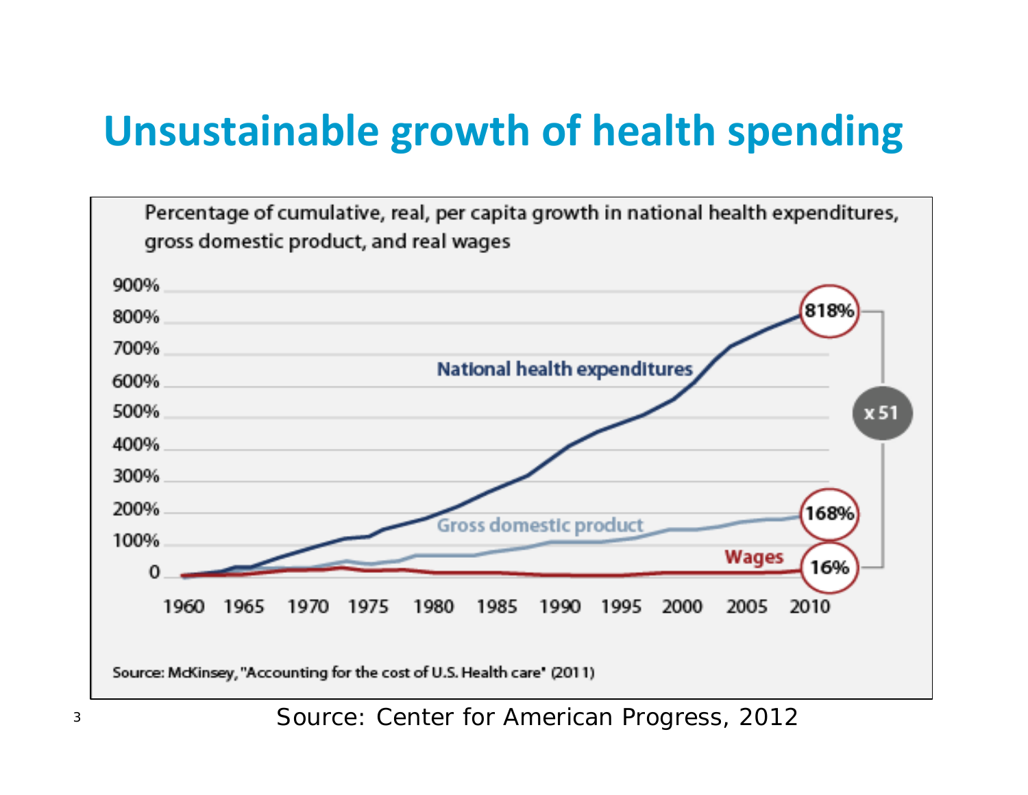# Unsustainable growth of health spending

Percentage of cumulative, real, per capita growth in national health expenditures, gross domestic product, and real wages

- National health expenditures: 818%
- Gross domestic product: 168%
- Wages: 16%
- x 51

Source: McKinsey, "Accounting for the cost of U.S. Health care" (2011)

Source: Center for American Progress, 2012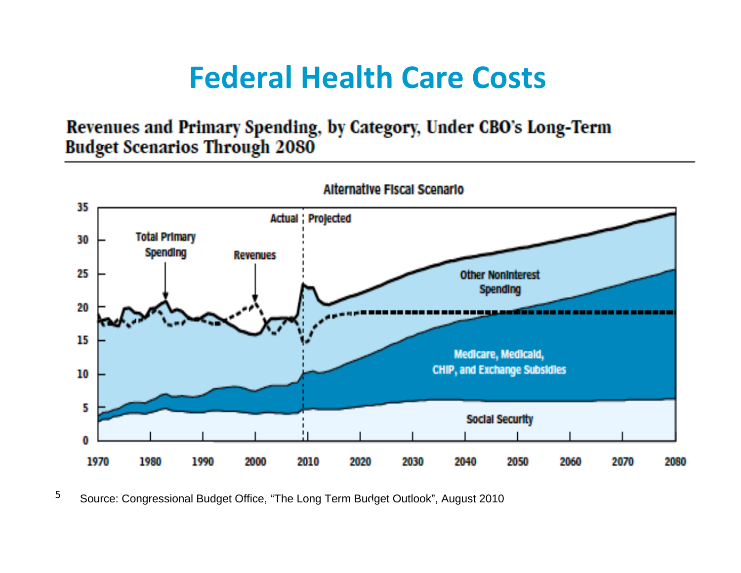# Federal Health Care Costs

**Revenues and Primary Spending, by Category, Under CBO's Long-Term Budget Scenarios Through 2080**

Alternative Fiscal Scenario

Source: Congressional Budget Office, "The Long Term Budget Outlook", August 2010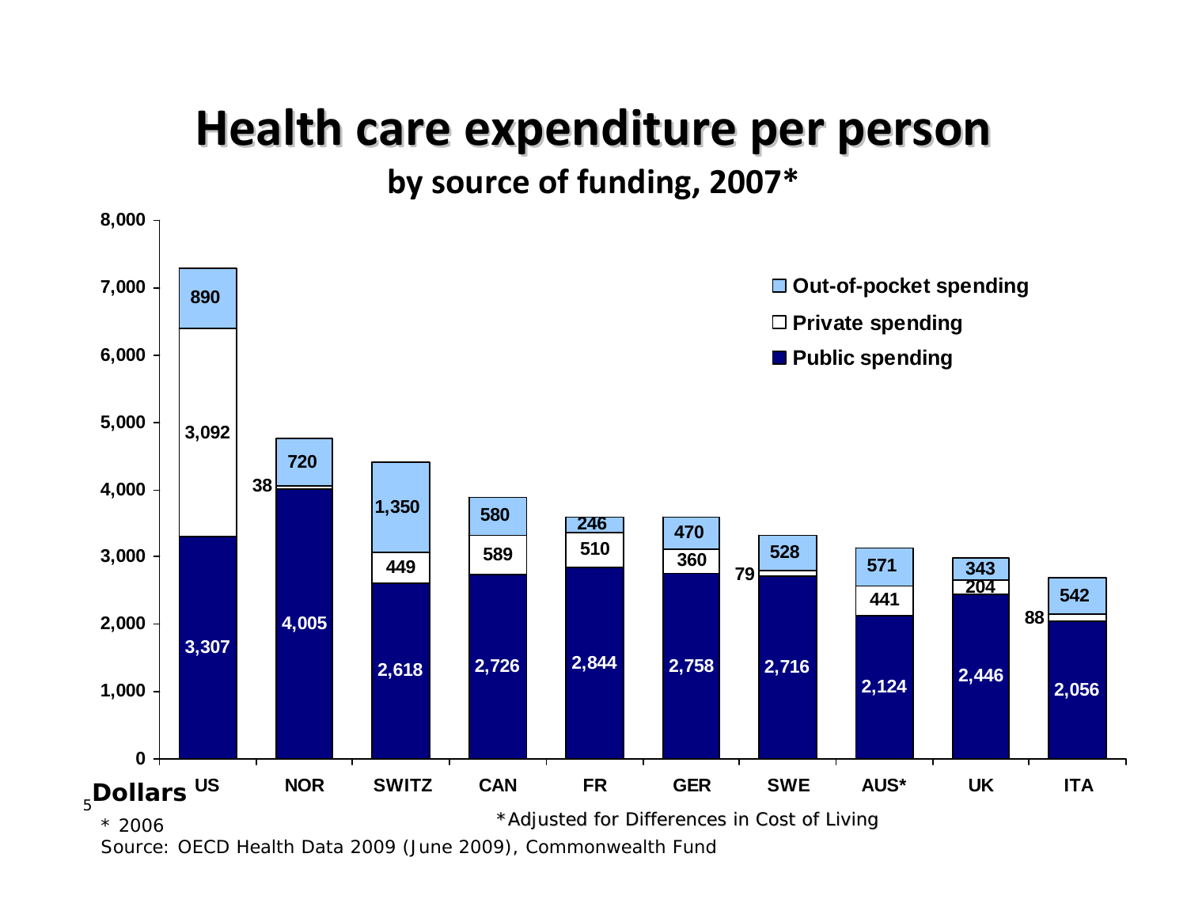# Health care expenditure per person

**by source of funding, 2007***

| Country | Public spending | Private spending | Out-of-pocket spending |
|---|---|---|---|
| US | 3,307 | 3,092 | 890 |
| NOR | 4,005 | 38 | 720 |
| SWITZ | 2,618 | 449 | 1,350 |
| CAN | 2,726 | 589 | 580 |
| FR | 2,844 | 510 | 246 |
| GER | 2,758 | 360 | 470 |
| SWE | 2,716 | 79 | 528 |
| AUS* | 2,124 | 441 | 571 |
| UK | 2,446 | 204 | 343 |
| ITA | 2,056 | 88 | 542 |

**Dollars**

*Adjusted for Differences in Cost of Living

* 2006

Source: OECD Health Data 2009 (June 2009), Commonwealth Fund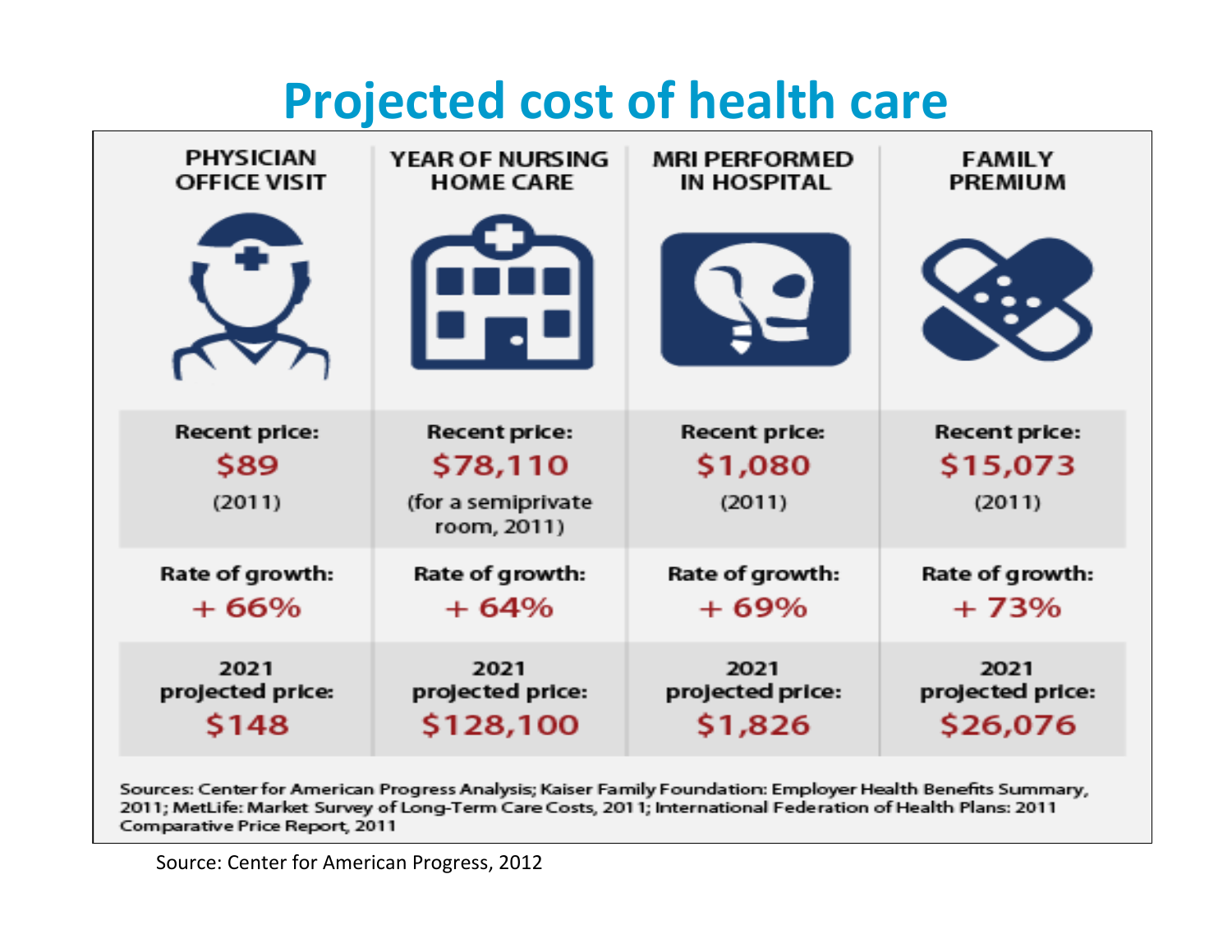# Projected cost of health care

| | PHYSICIAN OFFICE VISIT | YEAR OF NURSING HOME CARE | MRI PERFORMED IN HOSPITAL | FAMILY PREMIUM |
|---|---|---|---|---|
| Recent price: | $89 (2011) | $78,110 (for a semiprivate room, 2011) | $1,080 (2011) | $15,073 (2011) |
| Rate of growth: | + 66% | + 64% | + 69% | + 73% |
| 2021 projected price: | $148 | $128,100 | $1,826 | $26,076 |

Sources: Center for American Progress Analysis; Kaiser Family Foundation: Employer Health Benefits Summary, 2011; MetLife: Market Survey of Long-Term Care Costs, 2011; International Federation of Health Plans: 2011 Comparative Price Report, 2011

Source: Center for American Progress, 2012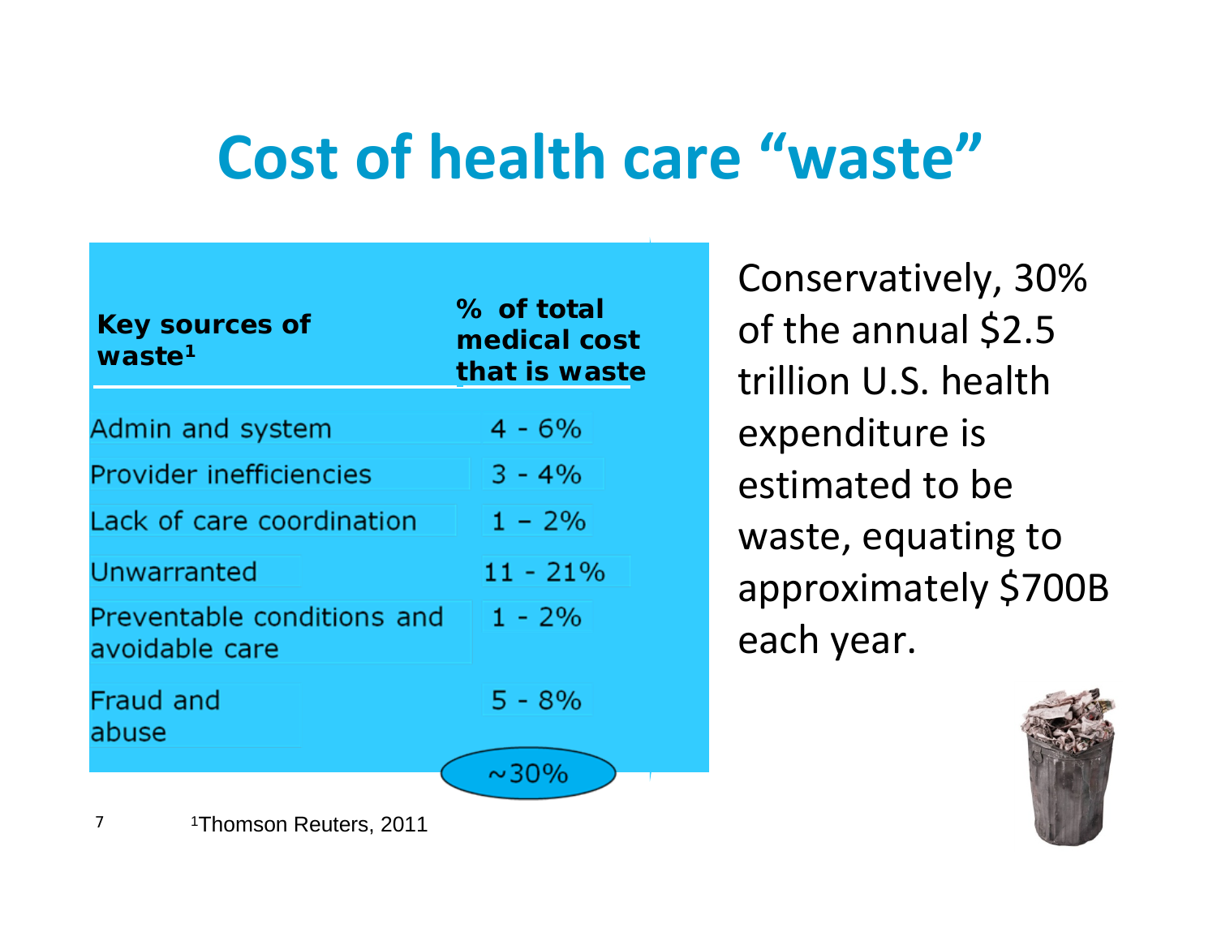# Cost of health care "waste"

| Key sources of waste[1] | % of total medical cost that is waste |
|---|---|
| Admin and system | 4 - 6% |
| Provider inefficiencies | 3 - 4% |
| Lack of care coordination | 1 – 2% |
| Unwarranted | 11 - 21% |
| Preventable conditions and avoidable care | 1 - 2% |
| Fraud and abuse | 5 - 8% |
| | ~30% |

Conservatively, 30% of the annual $2.5 trillion U.S. health expenditure is estimated to be waste, equating to approximately $700B each year.

[1]Thomson Reuters, 2011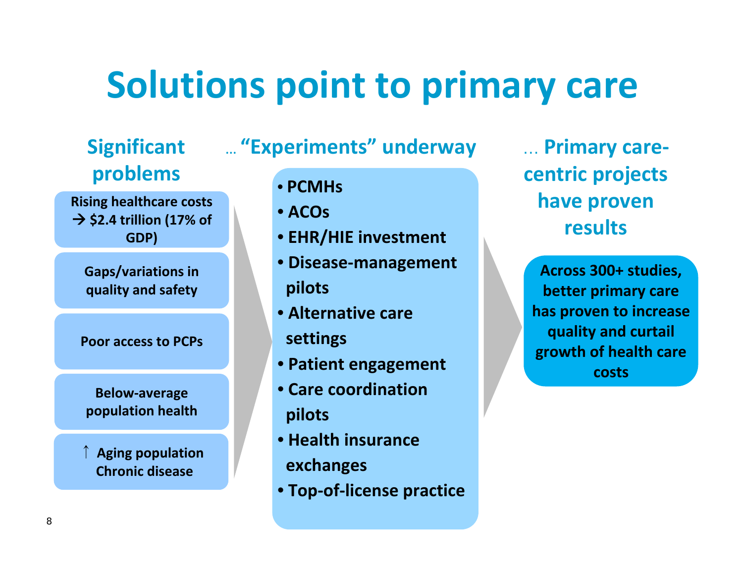# Solutions point to primary care

## Significant problems

- Rising healthcare costs → $2.4 trillion (17% of GDP)
- Gaps/variations in quality and safety
- Poor access to PCPs
- Below-average population health
- ↑ Aging population Chronic disease

## … "Experiments" underway

- PCMHs
- ACOs
- EHR/HIE investment
- Disease-management pilots
- Alternative care settings
- Patient engagement
- Care coordination pilots
- Health insurance exchanges
- Top-of-license practice

## … Primary care-centric projects have proven results

**Across 300+ studies, better primary care has proven to increase quality and curtail growth of health care costs**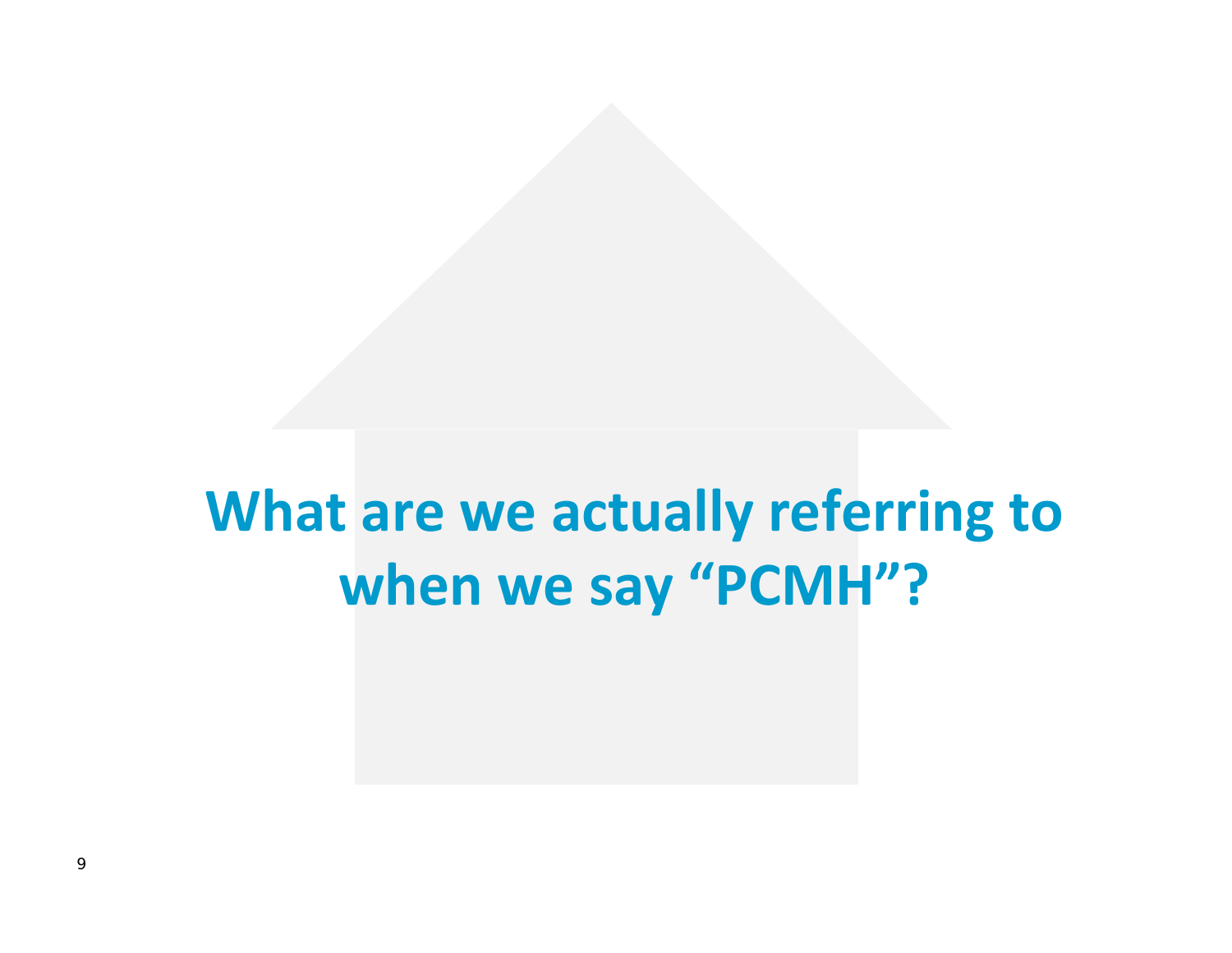# What are we actually referring to when we say “PCMH”?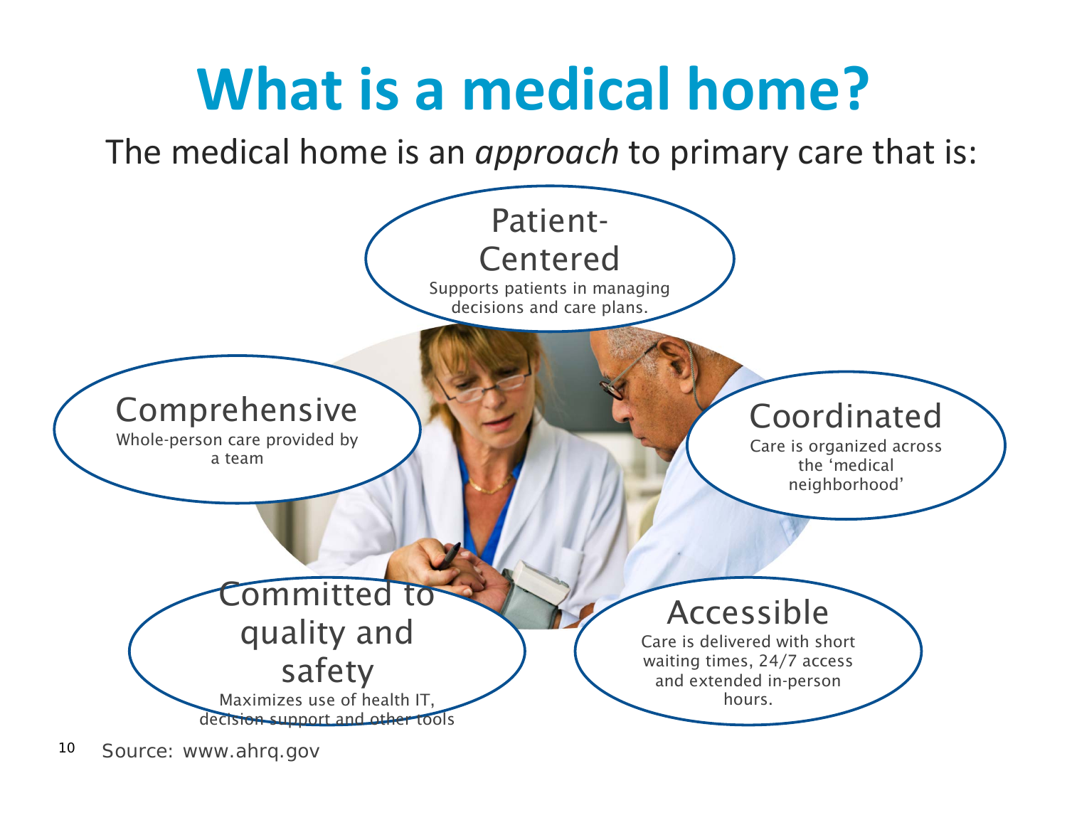# What is a medical home?

The medical home is an *approach* to primary care that is:

**Patient-Centered**
Supports patients in managing decisions and care plans.

**Comprehensive**
Whole-person care provided by a team

**Coordinated**
Care is organized across the 'medical neighborhood'

**Committed to quality and safety**
Maximizes use of health IT, decision support and other tools

**Accessible**
Care is delivered with short waiting times, 24/7 access and extended in-person hours.

Source: www.ahrq.gov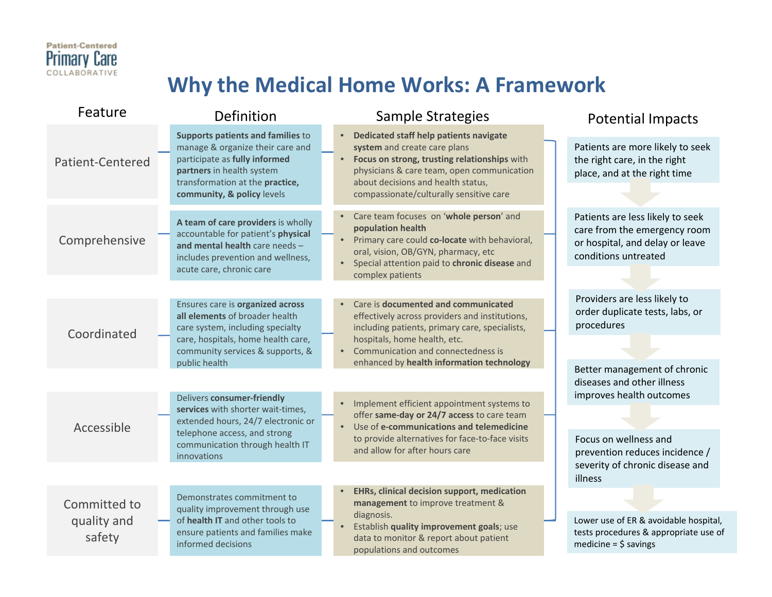Patient-Centered Primary Care Collaborative

# Why the Medical Home Works: A Framework

| Feature | Definition | Sample Strategies |
| --- | --- | --- |
| Patient-Centered | **Supports patients and families** to manage & organize their care and participate as **fully informed partners** in health system transformation at the **practice, community, & policy** levels | • **Dedicated staff help patients navigate system** and create care plans<br>• **Focus on strong, trusting relationships** with physicians & care team, open communication about decisions and health status, compassionate/culturally sensitive care |
| Comprehensive | **A team of care providers** is wholly accountable for patient's **physical and mental health** care needs – includes prevention and wellness, acute care, chronic care | • Care team focuses on '**whole person**' and **population health**<br>• Primary care could **co-locate** with behavioral, oral, vision, OB/GYN, pharmacy, etc<br>• Special attention paid to **chronic disease** and complex patients |
| Coordinated | Ensures care is **organized across all elements** of broader health care system, including specialty care, hospitals, home health care, community services & supports, & public health | • Care is **documented and communicated** effectively across providers and institutions, including patients, primary care, specialists, hospitals, home health, etc.<br>• Communication and connectedness is enhanced by **health information technology** |
| Accessible | Delivers **consumer-friendly services** with shorter wait-times, extended hours, 24/7 electronic or telephone access, and strong communication through health IT innovations | • Implement efficient appointment systems to offer **same-day or 24/7 access** to care team<br>• Use of **e-communications and telemedicine** to provide alternatives for face-to-face visits and allow for after hours care |
| Committed to quality and safety | Demonstrates commitment to quality improvement through use of **health IT** and other tools to ensure patients and families make informed decisions | • **EHRs, clinical decision support, medication management** to improve treatment & diagnosis.<br>• Establish **quality improvement goals**; use data to monitor & report about patient populations and outcomes |

## Potential Impacts

1. Patients are more likely to seek the right care, in the right place, and at the right time
2. Patients are less likely to seek care from the emergency room or hospital, and delay or leave conditions untreated
3. Providers are less likely to order duplicate tests, labs, or procedures
4. Better management of chronic diseases and other illness improves health outcomes
5. Focus on wellness and prevention reduces incidence / severity of chronic disease and illness
6. Lower use of ER & avoidable hospital, tests procedures & appropriate use of medicine = $ savings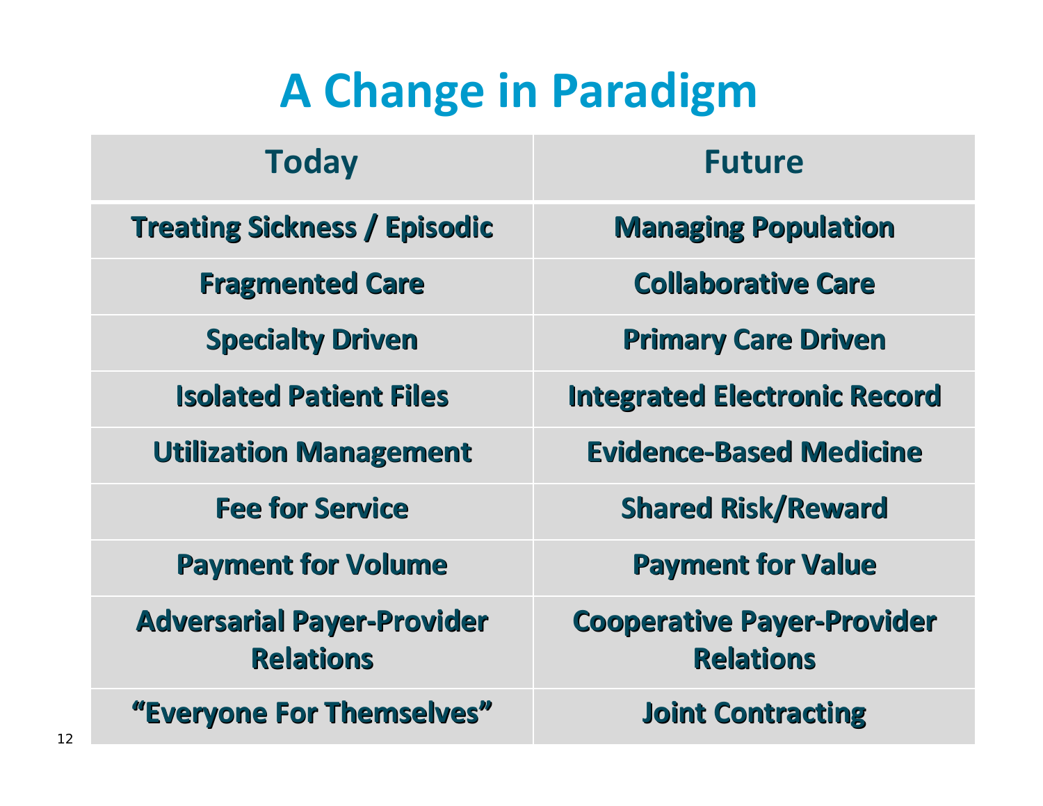# A Change in Paradigm

| Today | Future |
|---|---|
| Treating Sickness / Episodic | Managing Population |
| Fragmented Care | Collaborative Care |
| Specialty Driven | Primary Care Driven |
| Isolated Patient Files | Integrated Electronic Record |
| Utilization Management | Evidence-Based Medicine |
| Fee for Service | Shared Risk/Reward |
| Payment for Volume | Payment for Value |
| Adversarial Payer-Provider Relations | Cooperative Payer-Provider Relations |
| "Everyone For Themselves" | Joint Contracting |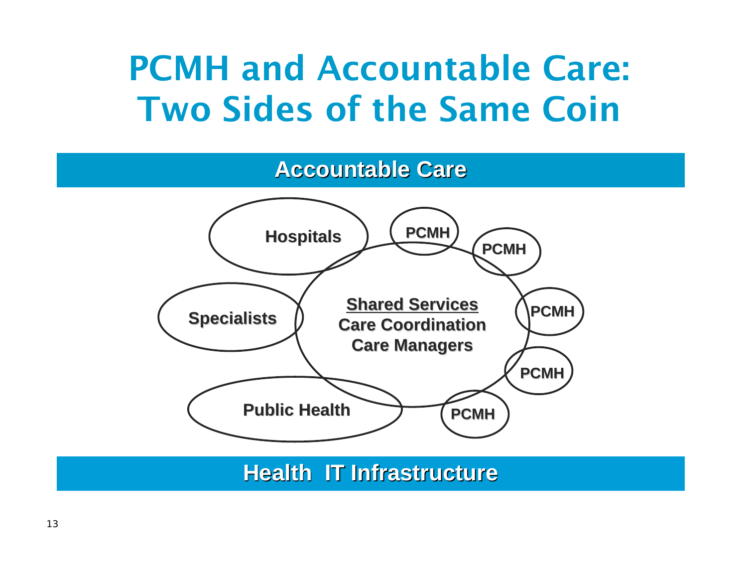# PCMH and Accountable Care: Two Sides of the Same Coin

**Accountable Care**

Hospitals

Specialists

Public Health

<u>**Shared Services**</u>
**Care Coordination**
**Care Managers**

PCMH

PCMH

PCMH

PCMH

PCMH

**Health IT Infrastructure**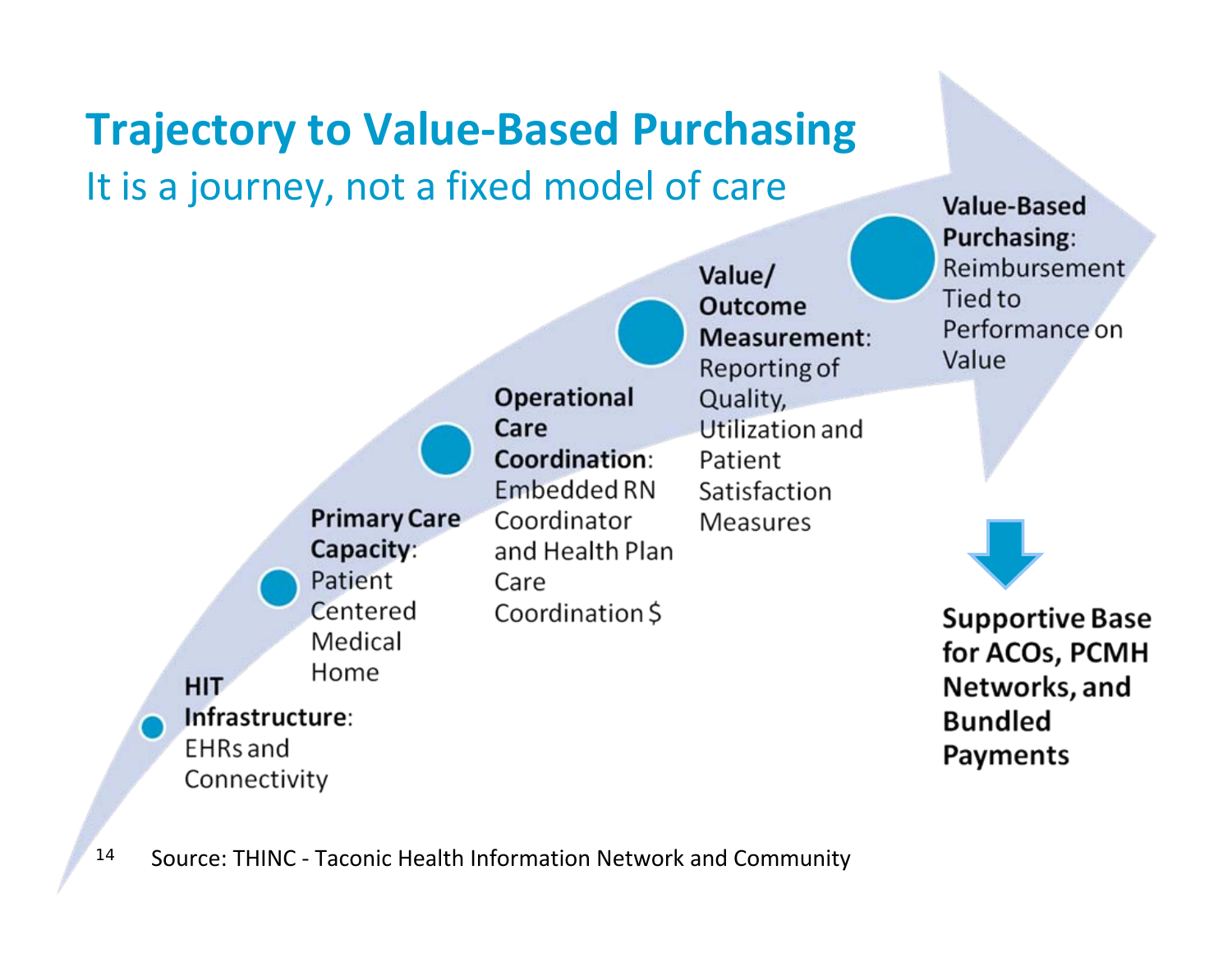# Trajectory to Value-Based Purchasing

## It is a journey, not a fixed model of care

- **HIT Infrastructure**: EHRs and Connectivity
- **Primary Care Capacity**: Patient Centered Medical Home
- **Operational Care Coordination**: Embedded RN Coordinator and Health Plan Care Coordination $
- **Value/ Outcome Measurement**: Reporting of Quality, Utilization and Patient Satisfaction Measures
- **Value-Based Purchasing**: Reimbursement Tied to Performance on Value

**Supportive Base for ACOs, PCMH Networks, and Bundled Payments**

Source: THINC - Taconic Health Information Network and Community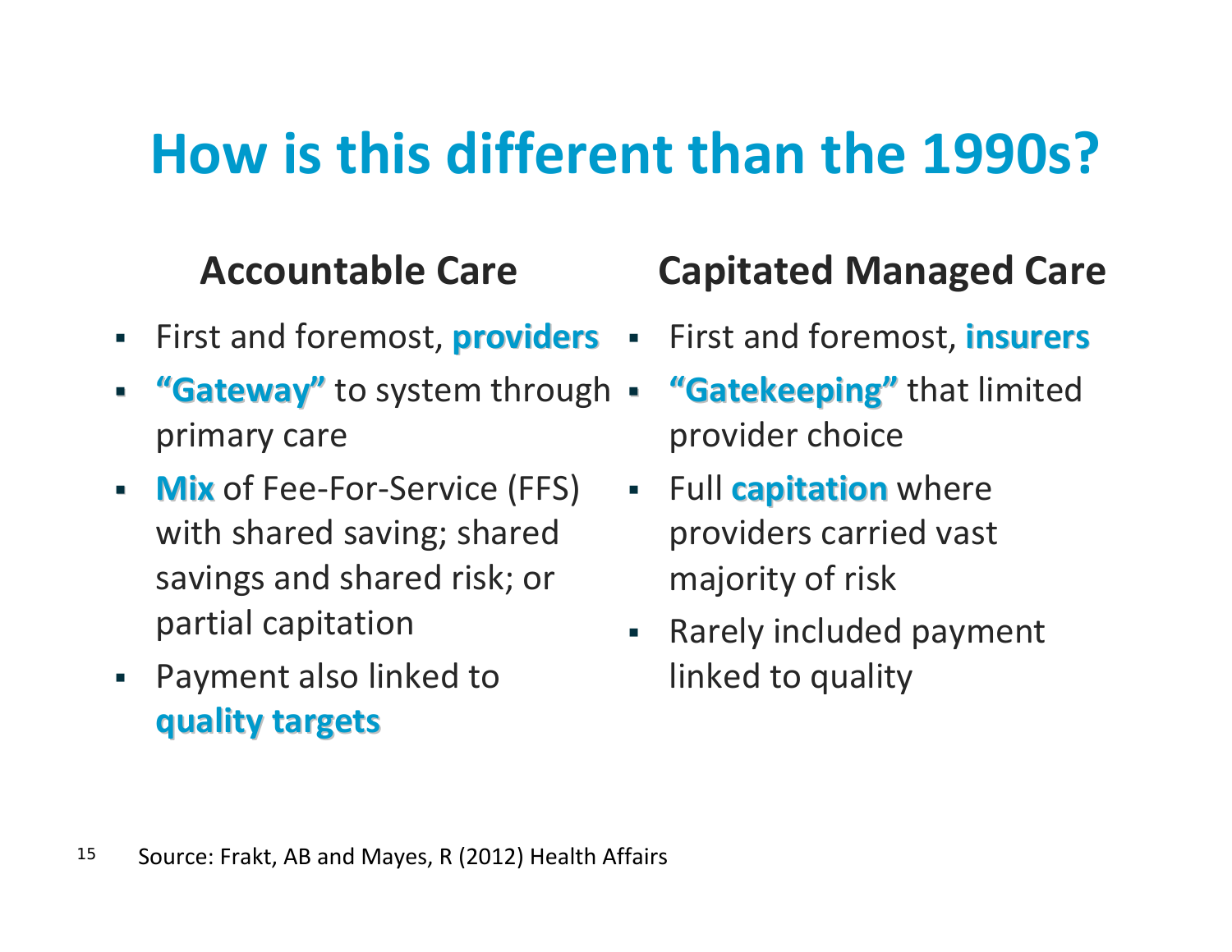# How is this different than the 1990s?

## Accountable Care

- First and foremost, **providers**
- **“Gateway”** to system through primary care
- **Mix** of Fee-For-Service (FFS) with shared saving; shared savings and shared risk; or partial capitation
- Payment also linked to **quality targets**

## Capitated Managed Care

- First and foremost, **insurers**
- **“Gatekeeping”** that limited provider choice
- Full **capitation** where providers carried vast majority of risk
- Rarely included payment linked to quality

Source: Frakt, AB and Mayes, R (2012) Health Affairs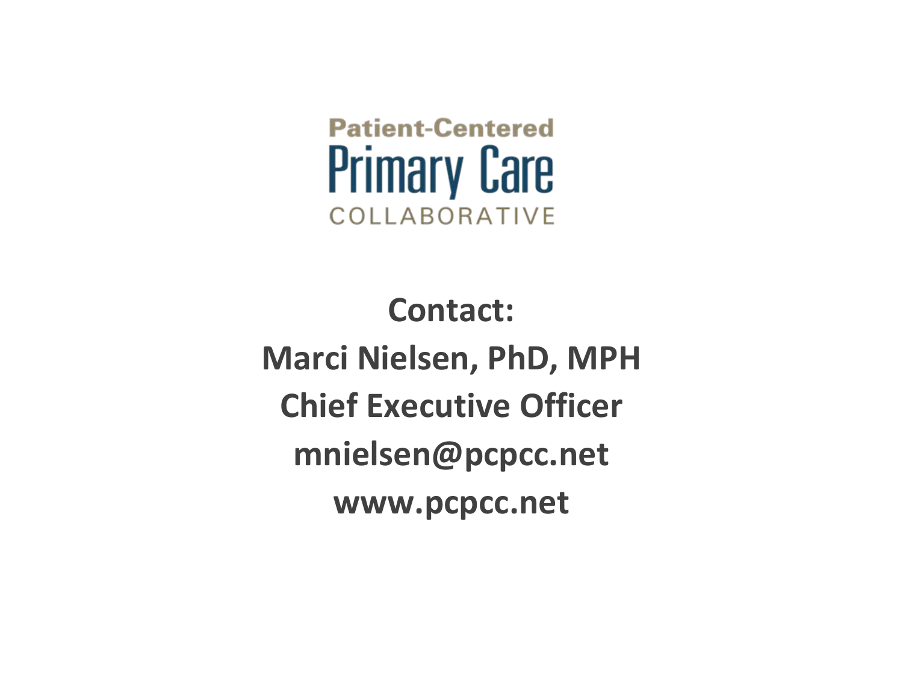Patient-Centered

Primary Care

COLLABORATIVE

**Contact:**

**Marci Nielsen, PhD, MPH**

**Chief Executive Officer**

**mnielsen@pcpcc.net**

**www.pcpcc.net**